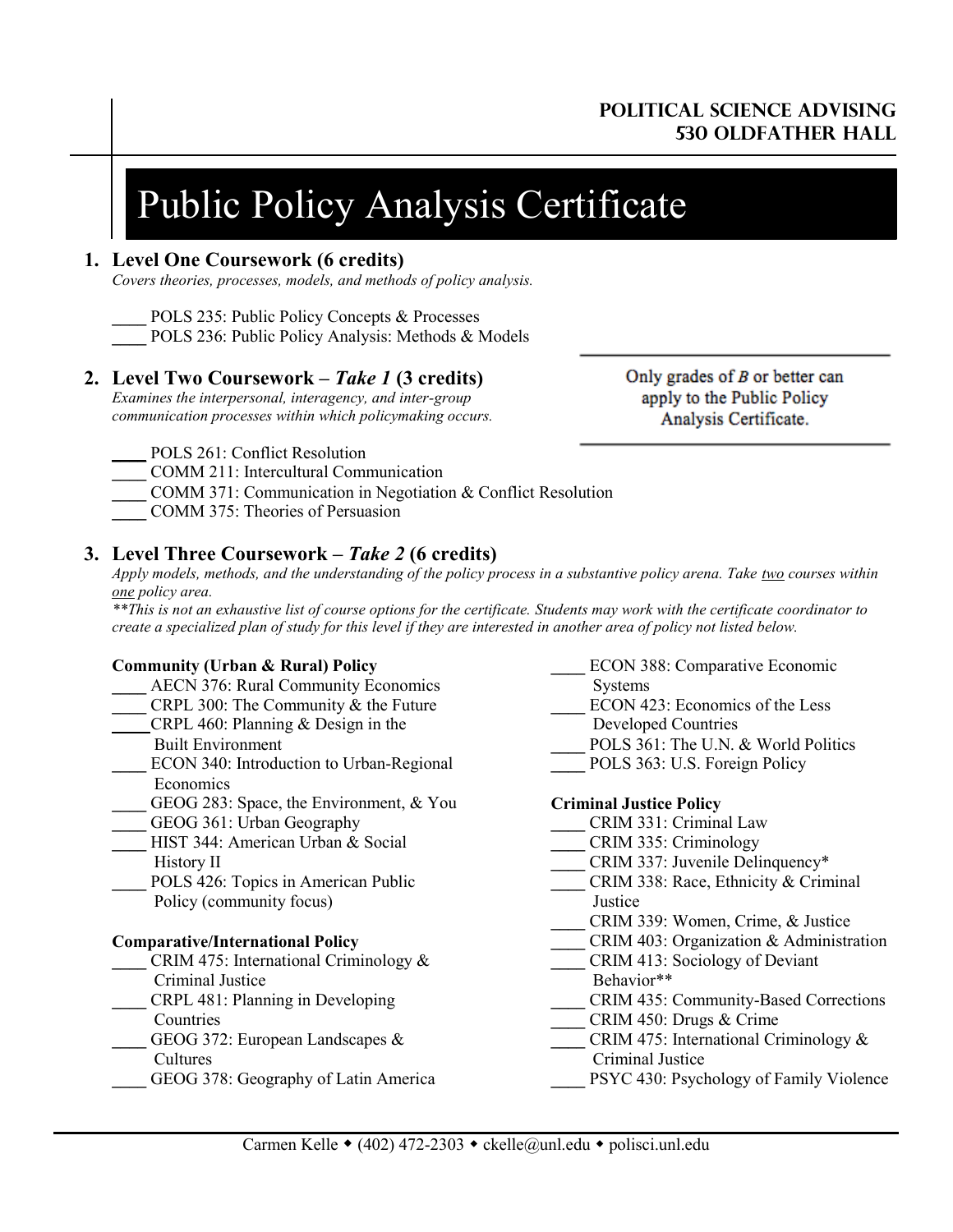**POLITICAL SCIENCE ADVISING**
**530 OLDFATHER HALL**

# Public Policy Analysis Certificate

## 1. Level One Coursework (6 credits)

*Covers theories, processes, models, and methods of policy analysis.*

____ POLS 235: Public Policy Concepts & Processes
____ POLS 236: Public Policy Analysis: Methods & Models

## 2. Level Two Coursework – *Take 1* (3 credits)

*Examines the interpersonal, interagency, and inter-group communication processes within which policymaking occurs.*

Only grades of *B* or better can apply to the Public Policy Analysis Certificate.

____ POLS 261: Conflict Resolution
____ COMM 211: Intercultural Communication
____ COMM 371: Communication in Negotiation & Conflict Resolution
____ COMM 375: Theories of Persuasion

## 3. Level Three Coursework – *Take 2* (6 credits)

*Apply models, methods, and the understanding of the policy process in a substantive policy arena. Take <u>two</u> courses within <u>one</u> policy area.*

*\*\*This is not an exhaustive list of course options for the certificate. Students may work with the certificate coordinator to create a specialized plan of study for this level if they are interested in another area of policy not listed below.*

**Community (Urban & Rural) Policy**

____ AECN 376: Rural Community Economics
____ CRPL 300: The Community & the Future
____ CRPL 460: Planning & Design in the Built Environment
____ ECON 340: Introduction to Urban-Regional Economics
____ GEOG 283: Space, the Environment, & You
____ GEOG 361: Urban Geography
____ HIST 344: American Urban & Social History II
____ POLS 426: Topics in American Public Policy (community focus)

**Comparative/International Policy**

____ CRIM 475: International Criminology & Criminal Justice
____ CRPL 481: Planning in Developing Countries
____ GEOG 372: European Landscapes & Cultures
____ GEOG 378: Geography of Latin America
____ ECON 388: Comparative Economic Systems
____ ECON 423: Economics of the Less Developed Countries
____ POLS 361: The U.N. & World Politics
____ POLS 363: U.S. Foreign Policy

**Criminal Justice Policy**

____ CRIM 331: Criminal Law
____ CRIM 335: Criminology
____ CRIM 337: Juvenile Delinquency*
____ CRIM 338: Race, Ethnicity & Criminal Justice
____ CRIM 339: Women, Crime, & Justice
____ CRIM 403: Organization & Administration
____ CRIM 413: Sociology of Deviant Behavior**
____ CRIM 435: Community-Based Corrections
____ CRIM 450: Drugs & Crime
____ CRIM 475: International Criminology & Criminal Justice
____ PSYC 430: Psychology of Family Violence

Carmen Kelle • (402) 472-2303 • ckelle@unl.edu • polisci.unl.edu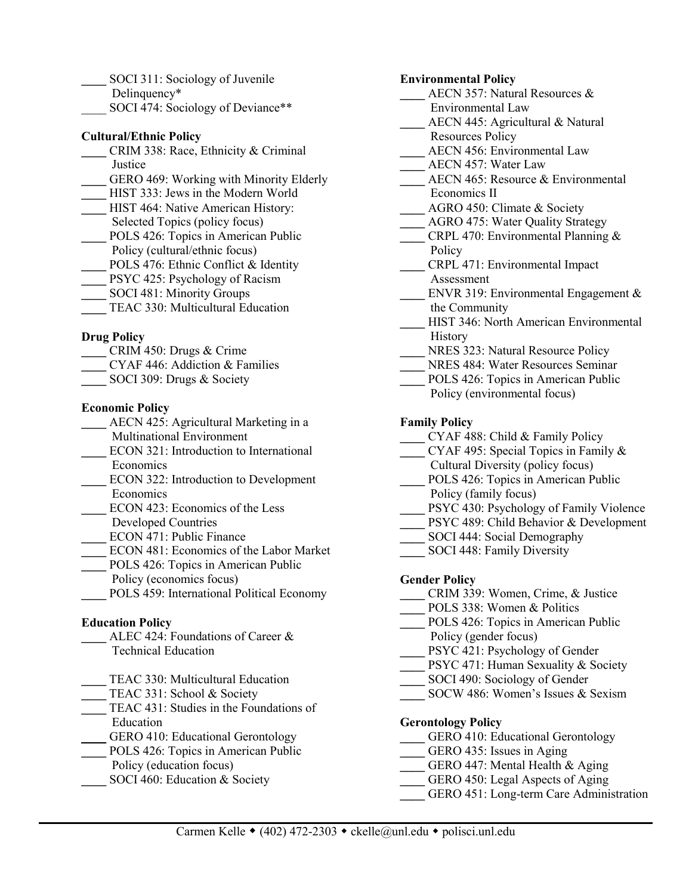____ SOCI 311: Sociology of Juvenile Delinquency*
____ SOCI 474: Sociology of Deviance**

**Cultural/Ethnic Policy**
____ CRIM 338: Race, Ethnicity & Criminal Justice
____ GERO 469: Working with Minority Elderly
____ HIST 333: Jews in the Modern World
____ HIST 464: Native American History: Selected Topics (policy focus)
____ POLS 426: Topics in American Public Policy (cultural/ethnic focus)
____ POLS 476: Ethnic Conflict & Identity
____ PSYC 425: Psychology of Racism
____ SOCI 481: Minority Groups
____ TEAC 330: Multicultural Education

**Drug Policy**
____ CRIM 450: Drugs & Crime
____ CYAF 446: Addiction & Families
____ SOCI 309: Drugs & Society

**Economic Policy**
____ AECN 425: Agricultural Marketing in a Multinational Environment
____ ECON 321: Introduction to International Economics
____ ECON 322: Introduction to Development Economics
____ ECON 423: Economics of the Less Developed Countries
____ ECON 471: Public Finance
____ ECON 481: Economics of the Labor Market
____ POLS 426: Topics in American Public Policy (economics focus)
____ POLS 459: International Political Economy

**Education Policy**
____ ALEC 424: Foundations of Career & Technical Education
____ TEAC 330: Multicultural Education
____ TEAC 331: School & Society
____ TEAC 431: Studies in the Foundations of Education
____ GERO 410: Educational Gerontology
____ POLS 426: Topics in American Public Policy (education focus)
____ SOCI 460: Education & Society

**Environmental Policy**
____ AECN 357: Natural Resources & Environmental Law
____ AECN 445: Agricultural & Natural Resources Policy
____ AECN 456: Environmental Law
____ AECN 457: Water Law
____ AECN 465: Resource & Environmental Economics II
____ AGRO 450: Climate & Society
____ AGRO 475: Water Quality Strategy
____ CRPL 470: Environmental Planning & Policy
____ CRPL 471: Environmental Impact Assessment
____ ENVR 319: Environmental Engagement & the Community
____ HIST 346: North American Environmental History
____ NRES 323: Natural Resource Policy
____ NRES 484: Water Resources Seminar
____ POLS 426: Topics in American Public Policy (environmental focus)

**Family Policy**
____ CYAF 488: Child & Family Policy
____ CYAF 495: Special Topics in Family & Cultural Diversity (policy focus)
____ POLS 426: Topics in American Public Policy (family focus)
____ PSYC 430: Psychology of Family Violence
____ PSYC 489: Child Behavior & Development
____ SOCI 444: Social Demography
____ SOCI 448: Family Diversity

**Gender Policy**
____ CRIM 339: Women, Crime, & Justice
____ POLS 338: Women & Politics
____ POLS 426: Topics in American Public Policy (gender focus)
____ PSYC 421: Psychology of Gender
____ PSYC 471: Human Sexuality & Society
____ SOCI 490: Sociology of Gender
____ SOCW 486: Women's Issues & Sexism

**Gerontology Policy**
____ GERO 410: Educational Gerontology
____ GERO 435: Issues in Aging
____ GERO 447: Mental Health & Aging
____ GERO 450: Legal Aspects of Aging
____ GERO 451: Long-term Care Administration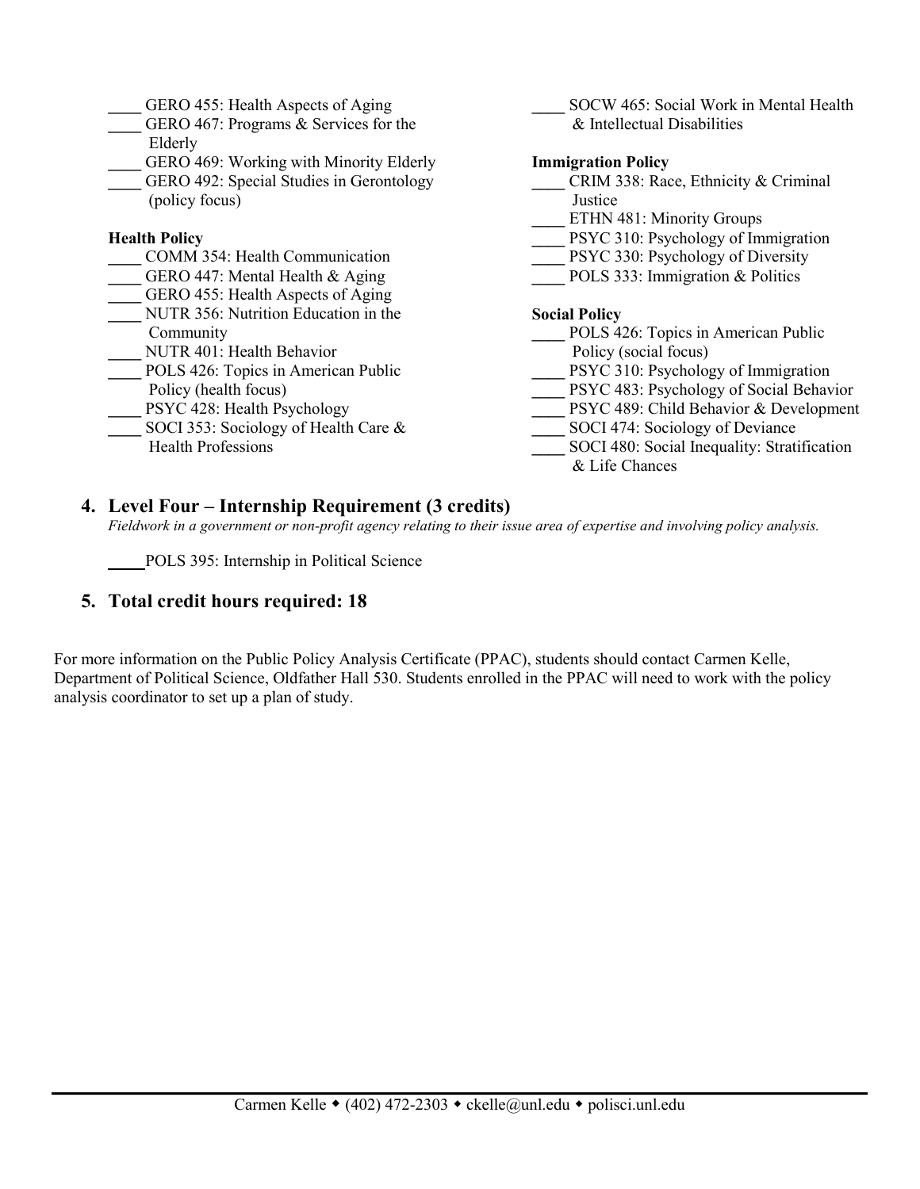____ GERO 455: Health Aspects of Aging
____ GERO 467: Programs & Services for the Elderly
____ GERO 469: Working with Minority Elderly
____ GERO 492: Special Studies in Gerontology (policy focus)

**Health Policy**

____ COMM 354: Health Communication
____ GERO 447: Mental Health & Aging
____ GERO 455: Health Aspects of Aging
____ NUTR 356: Nutrition Education in the Community
____ NUTR 401: Health Behavior
____ POLS 426: Topics in American Public Policy (health focus)
____ PSYC 428: Health Psychology
____ SOCI 353: Sociology of Health Care & Health Professions

____ SOCW 465: Social Work in Mental Health & Intellectual Disabilities

**Immigration Policy**

____ CRIM 338: Race, Ethnicity & Criminal Justice
____ ETHN 481: Minority Groups
____ PSYC 310: Psychology of Immigration
____ PSYC 330: Psychology of Diversity
____ POLS 333: Immigration & Politics

**Social Policy**

____ POLS 426: Topics in American Public Policy (social focus)
____ PSYC 310: Psychology of Immigration
____ PSYC 483: Psychology of Social Behavior
____ PSYC 489: Child Behavior & Development
____ SOCI 474: Sociology of Deviance
____ SOCI 480: Social Inequality: Stratification & Life Chances

## 4. Level Four – Internship Requirement (3 credits)

*Fieldwork in a government or non-profit agency relating to their issue area of expertise and involving policy analysis.*

____ POLS 395: Internship in Political Science

## 5. Total credit hours required: 18

For more information on the Public Policy Analysis Certificate (PPAC), students should contact Carmen Kelle, Department of Political Science, Oldfather Hall 530. Students enrolled in the PPAC will need to work with the policy analysis coordinator to set up a plan of study.

Carmen Kelle ◆ (402) 472-2303 ◆ ckelle@unl.edu ◆ polisci.unl.edu